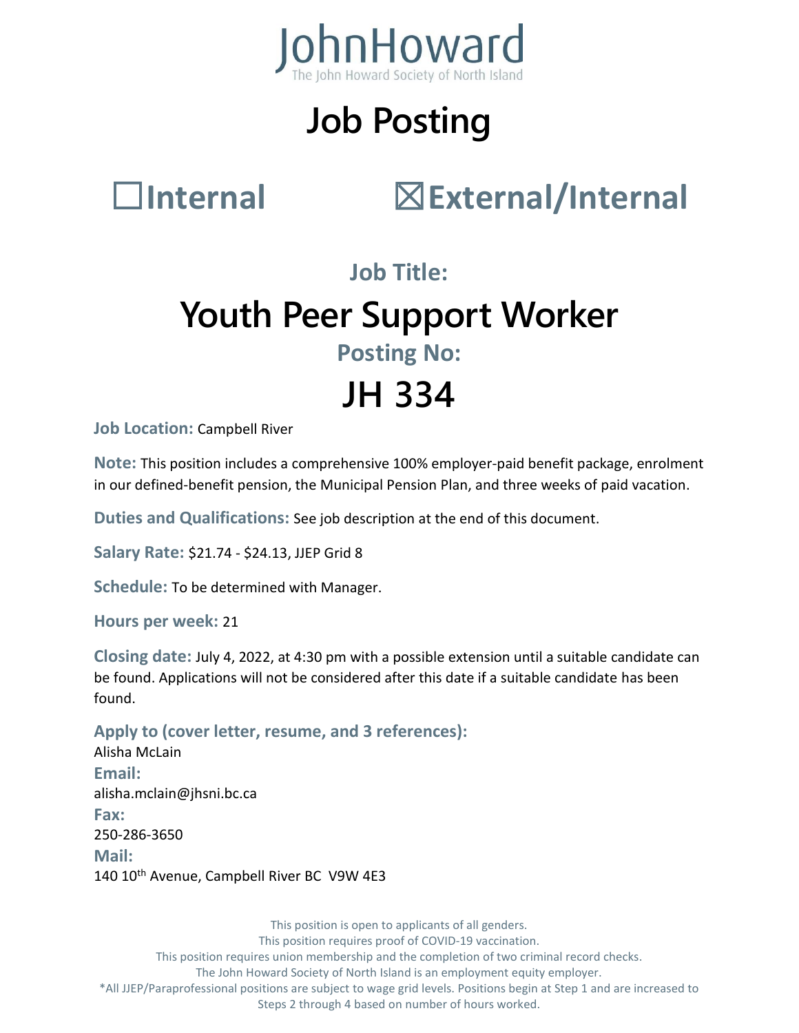JohnHoward
The John Howard Society of North Island

# Job Posting

## ☐Internal ☒External/Internal

### Job Title:

# Youth Peer Support Worker

### Posting No:

# JH 334

**Job Location:** Campbell River

**Note:** This position includes a comprehensive 100% employer-paid benefit package, enrolment in our defined-benefit pension, the Municipal Pension Plan, and three weeks of paid vacation.

**Duties and Qualifications:** See job description at the end of this document.

**Salary Rate:** $21.74 - $24.13, JJEP Grid 8

**Schedule:** To be determined with Manager.

**Hours per week:** 21

**Closing date:** July 4, 2022, at 4:30 pm with a possible extension until a suitable candidate can be found. Applications will not be considered after this date if a suitable candidate has been found.

**Apply to (cover letter, resume, and 3 references):**
Alisha McLain
**Email:**
alisha.mclain@jhsni.bc.ca
**Fax:**
250-286-3650
**Mail:**
140 10th Avenue, Campbell River BC V9W 4E3

This position is open to applicants of all genders.
This position requires proof of COVID-19 vaccination.
This position requires union membership and the completion of two criminal record checks.
The John Howard Society of North Island is an employment equity employer.
*All JJEP/Paraprofessional positions are subject to wage grid levels. Positions begin at Step 1 and are increased to Steps 2 through 4 based on number of hours worked.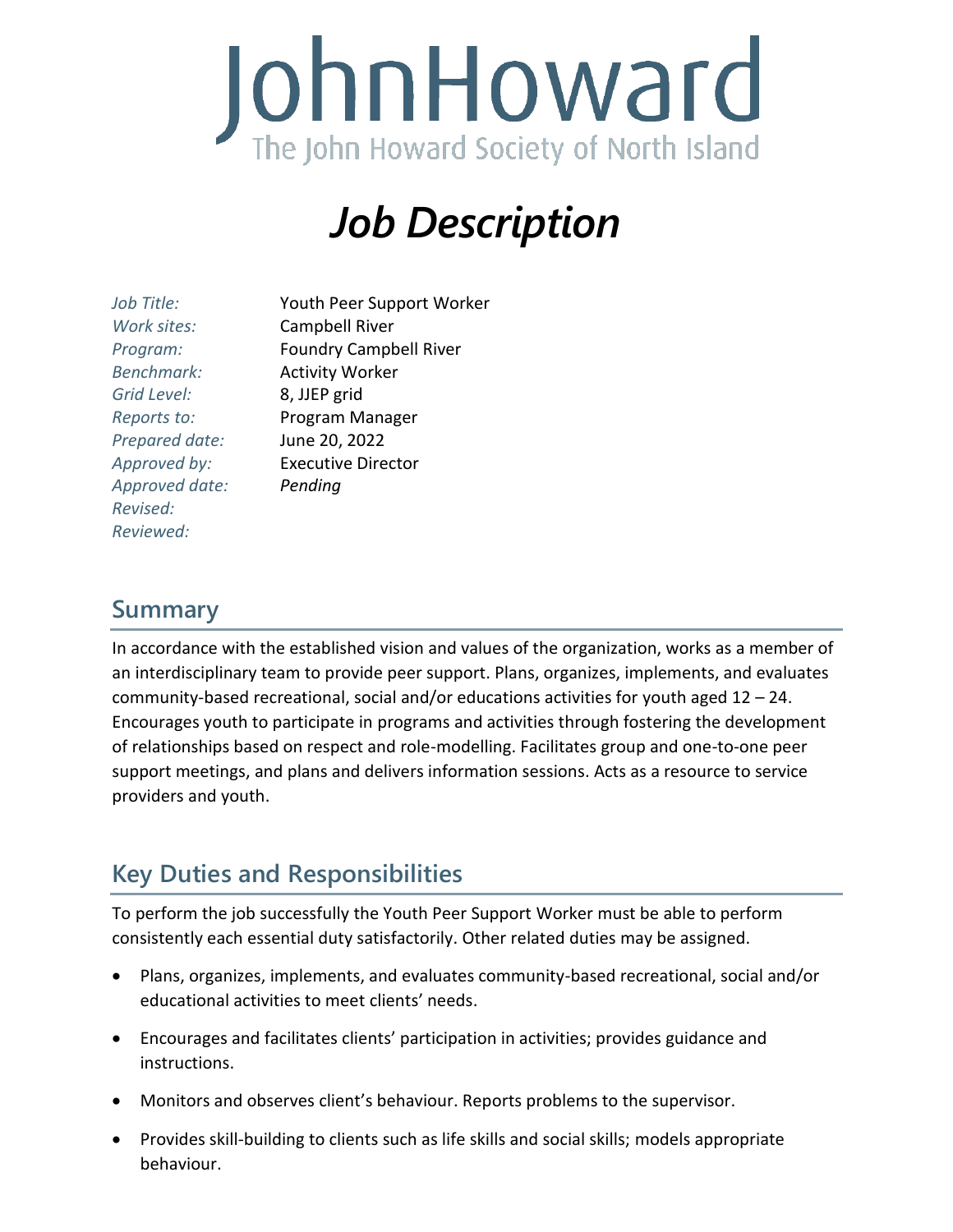# JohnHoward

The John Howard Society of North Island

# *Job Description*

| | |
|---|---|
| *Job Title:* | Youth Peer Support Worker |
| *Work sites:* | Campbell River |
| *Program:* | Foundry Campbell River |
| *Benchmark:* | Activity Worker |
| *Grid Level:* | 8, JJEP grid |
| *Reports to:* | Program Manager |
| *Prepared date:* | June 20, 2022 |
| *Approved by:* | Executive Director |
| *Approved date:* | *Pending* |
| *Revised:* | |
| *Reviewed:* | |

## Summary

In accordance with the established vision and values of the organization, works as a member of an interdisciplinary team to provide peer support. Plans, organizes, implements, and evaluates community-based recreational, social and/or educations activities for youth aged 12 – 24. Encourages youth to participate in programs and activities through fostering the development of relationships based on respect and role-modelling. Facilitates group and one-to-one peer support meetings, and plans and delivers information sessions. Acts as a resource to service providers and youth.

## Key Duties and Responsibilities

To perform the job successfully the Youth Peer Support Worker must be able to perform consistently each essential duty satisfactorily. Other related duties may be assigned.

- Plans, organizes, implements, and evaluates community-based recreational, social and/or educational activities to meet clients' needs.
- Encourages and facilitates clients' participation in activities; provides guidance and instructions.
- Monitors and observes client's behaviour. Reports problems to the supervisor.
- Provides skill-building to clients such as life skills and social skills; models appropriate behaviour.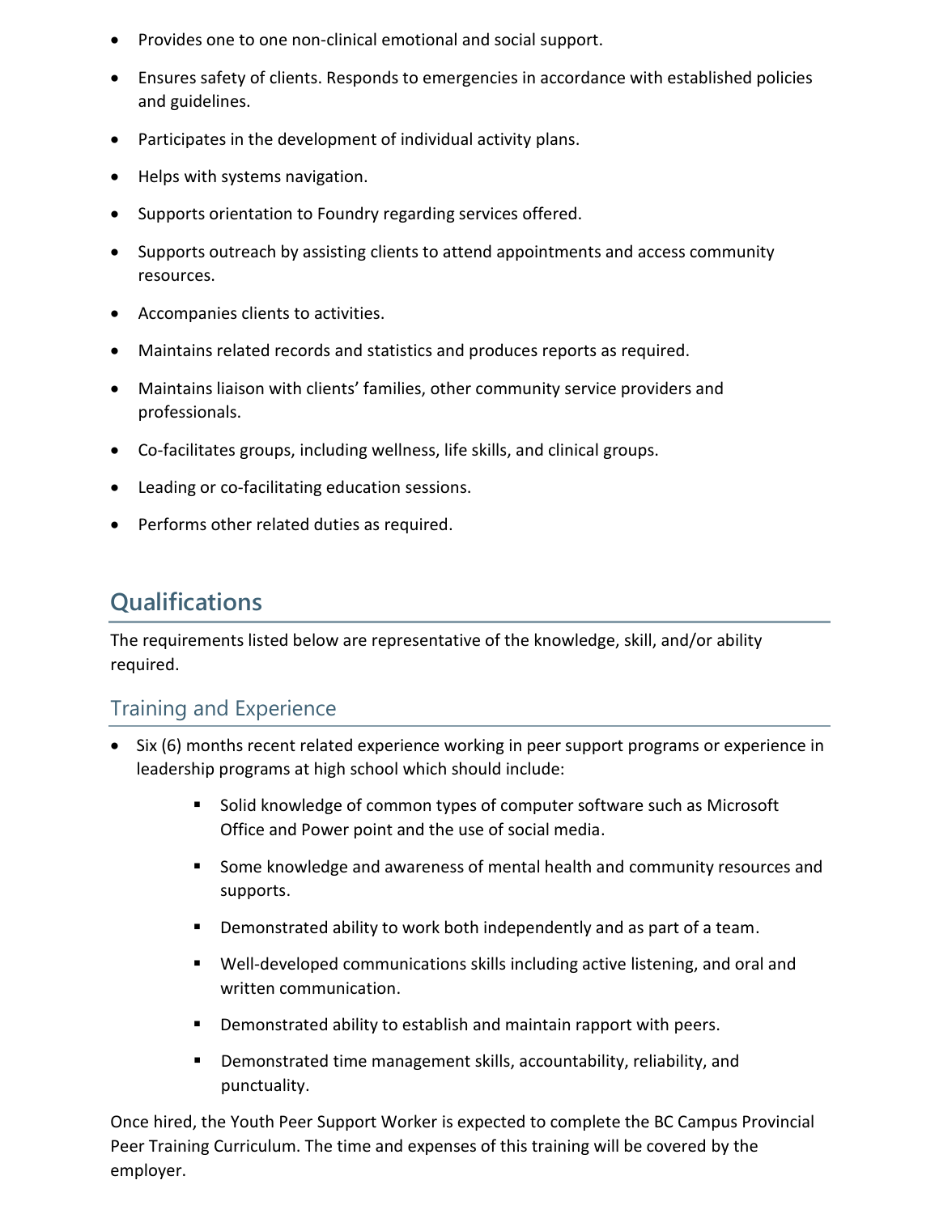- Provides one to one non-clinical emotional and social support.
- Ensures safety of clients. Responds to emergencies in accordance with established policies and guidelines.
- Participates in the development of individual activity plans.
- Helps with systems navigation.
- Supports orientation to Foundry regarding services offered.
- Supports outreach by assisting clients to attend appointments and access community resources.
- Accompanies clients to activities.
- Maintains related records and statistics and produces reports as required.
- Maintains liaison with clients' families, other community service providers and professionals.
- Co-facilitates groups, including wellness, life skills, and clinical groups.
- Leading or co-facilitating education sessions.
- Performs other related duties as required.

## Qualifications

The requirements listed below are representative of the knowledge, skill, and/or ability required.

### Training and Experience

- Six (6) months recent related experience working in peer support programs or experience in leadership programs at high school which should include:
  - Solid knowledge of common types of computer software such as Microsoft Office and Power point and the use of social media.
  - Some knowledge and awareness of mental health and community resources and supports.
  - Demonstrated ability to work both independently and as part of a team.
  - Well-developed communications skills including active listening, and oral and written communication.
  - Demonstrated ability to establish and maintain rapport with peers.
  - Demonstrated time management skills, accountability, reliability, and punctuality.

Once hired, the Youth Peer Support Worker is expected to complete the BC Campus Provincial Peer Training Curriculum. The time and expenses of this training will be covered by the employer.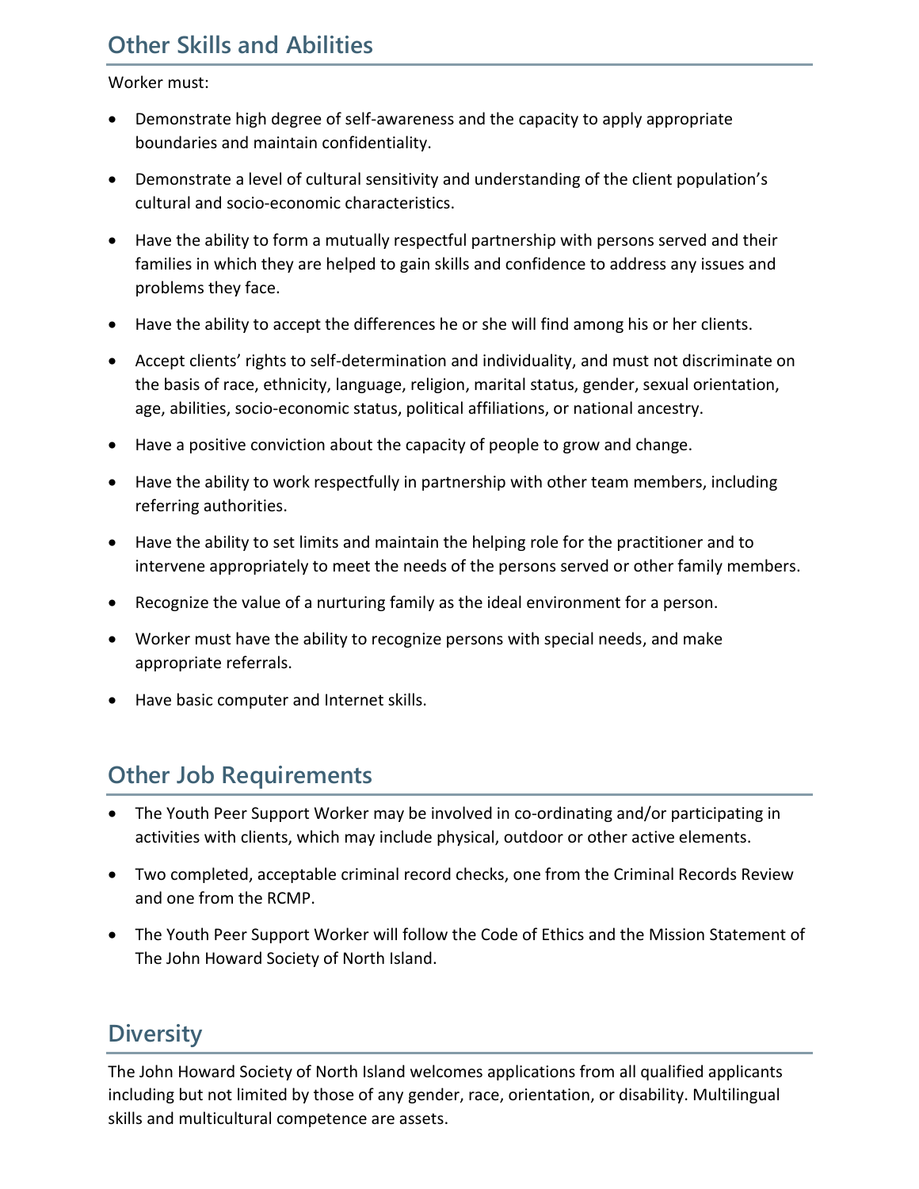## Other Skills and Abilities

Worker must:

- Demonstrate high degree of self-awareness and the capacity to apply appropriate boundaries and maintain confidentiality.
- Demonstrate a level of cultural sensitivity and understanding of the client population's cultural and socio-economic characteristics.
- Have the ability to form a mutually respectful partnership with persons served and their families in which they are helped to gain skills and confidence to address any issues and problems they face.
- Have the ability to accept the differences he or she will find among his or her clients.
- Accept clients' rights to self-determination and individuality, and must not discriminate on the basis of race, ethnicity, language, religion, marital status, gender, sexual orientation, age, abilities, socio-economic status, political affiliations, or national ancestry.
- Have a positive conviction about the capacity of people to grow and change.
- Have the ability to work respectfully in partnership with other team members, including referring authorities.
- Have the ability to set limits and maintain the helping role for the practitioner and to intervene appropriately to meet the needs of the persons served or other family members.
- Recognize the value of a nurturing family as the ideal environment for a person.
- Worker must have the ability to recognize persons with special needs, and make appropriate referrals.
- Have basic computer and Internet skills.

## Other Job Requirements

- The Youth Peer Support Worker may be involved in co-ordinating and/or participating in activities with clients, which may include physical, outdoor or other active elements.
- Two completed, acceptable criminal record checks, one from the Criminal Records Review and one from the RCMP.
- The Youth Peer Support Worker will follow the Code of Ethics and the Mission Statement of The John Howard Society of North Island.

## Diversity

The John Howard Society of North Island welcomes applications from all qualified applicants including but not limited by those of any gender, race, orientation, or disability. Multilingual skills and multicultural competence are assets.